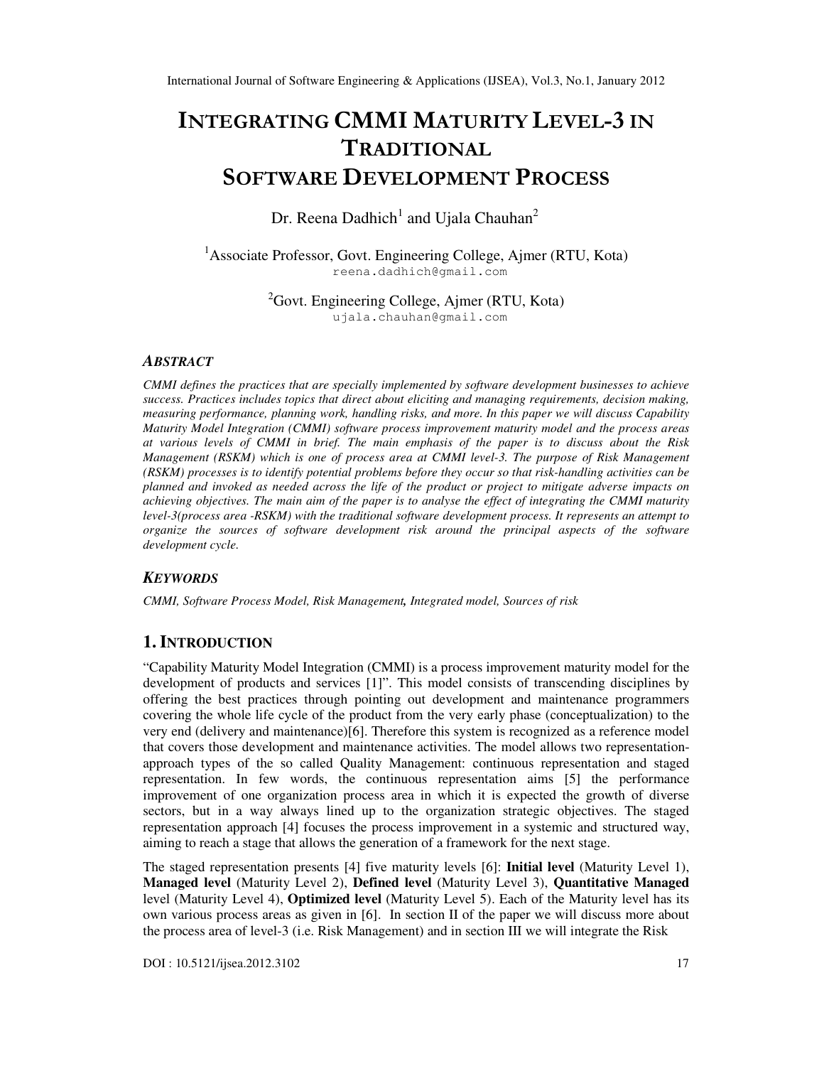# INTEGRATING CMMI MATURITY LEVEL-3 IN TRADITIONAL SOFTWARE DEVELOPMENT PROCESS

Dr. Reena Dadhich[1] and Ujala Chauhan[2]

[1]Associate Professor, Govt. Engineering College, Ajmer (RTU, Kota)
reena.dadhich@gmail.com

[2]Govt. Engineering College, Ajmer (RTU, Kota)
ujala.chauhan@gmail.com

### *ABSTRACT*

*CMMI defines the practices that are specially implemented by software development businesses to achieve success. Practices includes topics that direct about eliciting and managing requirements, decision making, measuring performance, planning work, handling risks, and more. In this paper we will discuss Capability Maturity Model Integration (CMMI) software process improvement maturity model and the process areas at various levels of CMMI in brief. The main emphasis of the paper is to discuss about the Risk Management (RSKM) which is one of process area at CMMI level-3. The purpose of Risk Management (RSKM) processes is to identify potential problems before they occur so that risk-handling activities can be planned and invoked as needed across the life of the product or project to mitigate adverse impacts on achieving objectives. The main aim of the paper is to analyse the effect of integrating the CMMI maturity level-3(process area -RSKM) with the traditional software development process. It represents an attempt to organize the sources of software development risk around the principal aspects of the software development cycle.*

### *KEYWORDS*

*CMMI, Software Process Model, Risk Management, Integrated model, Sources of risk*

## 1. INTRODUCTION

"Capability Maturity Model Integration (CMMI) is a process improvement maturity model for the development of products and services [1]". This model consists of transcending disciplines by offering the best practices through pointing out development and maintenance programmers covering the whole life cycle of the product from the very early phase (conceptualization) to the very end (delivery and maintenance)[6]. Therefore this system is recognized as a reference model that covers those development and maintenance activities. The model allows two representation-approach types of the so called Quality Management: continuous representation and staged representation. In few words, the continuous representation aims [5] the performance improvement of one organization process area in which it is expected the growth of diverse sectors, but in a way always lined up to the organization strategic objectives. The staged representation approach [4] focuses the process improvement in a systemic and structured way, aiming to reach a stage that allows the generation of a framework for the next stage.

The staged representation presents [4] five maturity levels [6]: **Initial level** (Maturity Level 1), **Managed level** (Maturity Level 2), **Defined level** (Maturity Level 3), **Quantitative Managed** level (Maturity Level 4), **Optimized level** (Maturity Level 5). Each of the Maturity level has its own various process areas as given in [6]. In section II of the paper we will discuss more about the process area of level-3 (i.e. Risk Management) and in section III we will integrate the Risk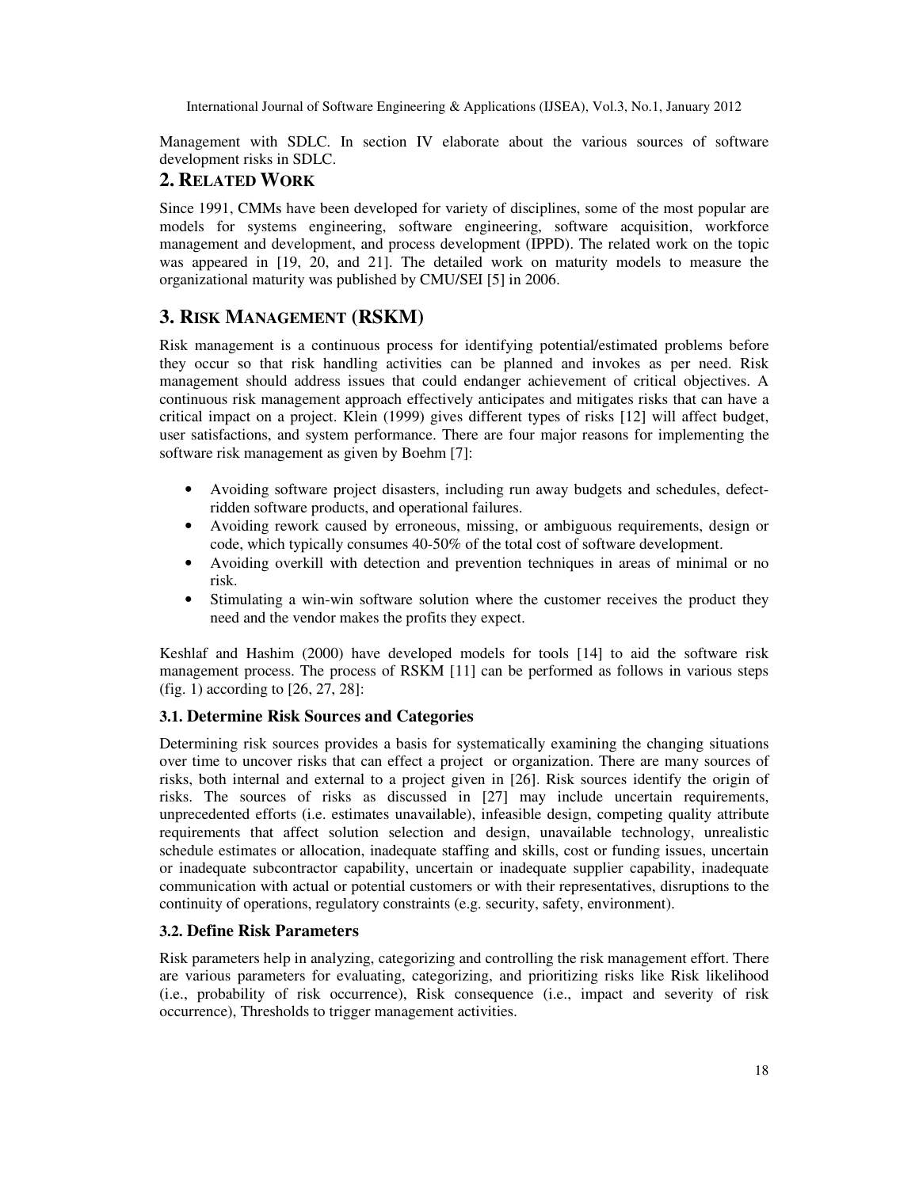Management with SDLC. In section IV elaborate about the various sources of software development risks in SDLC.

## 2. Related Work

Since 1991, CMMs have been developed for variety of disciplines, some of the most popular are models for systems engineering, software engineering, software acquisition, workforce management and development, and process development (IPPD). The related work on the topic was appeared in [19, 20, and 21]. The detailed work on maturity models to measure the organizational maturity was published by CMU/SEI [5] in 2006.

## 3. Risk Management (RSKM)

Risk management is a continuous process for identifying potential/estimated problems before they occur so that risk handling activities can be planned and invokes as per need. Risk management should address issues that could endanger achievement of critical objectives. A continuous risk management approach effectively anticipates and mitigates risks that can have a critical impact on a project. Klein (1999) gives different types of risks [12] will affect budget, user satisfactions, and system performance. There are four major reasons for implementing the software risk management as given by Boehm [7]:

- Avoiding software project disasters, including run away budgets and schedules, defect-ridden software products, and operational failures.
- Avoiding rework caused by erroneous, missing, or ambiguous requirements, design or code, which typically consumes 40-50% of the total cost of software development.
- Avoiding overkill with detection and prevention techniques in areas of minimal or no risk.
- Stimulating a win-win software solution where the customer receives the product they need and the vendor makes the profits they expect.

Keshlaf and Hashim (2000) have developed models for tools [14] to aid the software risk management process. The process of RSKM [11] can be performed as follows in various steps (fig. 1) according to [26, 27, 28]:

### 3.1. Determine Risk Sources and Categories

Determining risk sources provides a basis for systematically examining the changing situations over time to uncover risks that can effect a project or organization. There are many sources of risks, both internal and external to a project given in [26]. Risk sources identify the origin of risks. The sources of risks as discussed in [27] may include uncertain requirements, unprecedented efforts (i.e. estimates unavailable), infeasible design, competing quality attribute requirements that affect solution selection and design, unavailable technology, unrealistic schedule estimates or allocation, inadequate staffing and skills, cost or funding issues, uncertain or inadequate subcontractor capability, uncertain or inadequate supplier capability, inadequate communication with actual or potential customers or with their representatives, disruptions to the continuity of operations, regulatory constraints (e.g. security, safety, environment).

### 3.2. Define Risk Parameters

Risk parameters help in analyzing, categorizing and controlling the risk management effort. There are various parameters for evaluating, categorizing, and prioritizing risks like Risk likelihood (i.e., probability of risk occurrence), Risk consequence (i.e., impact and severity of risk occurrence), Thresholds to trigger management activities.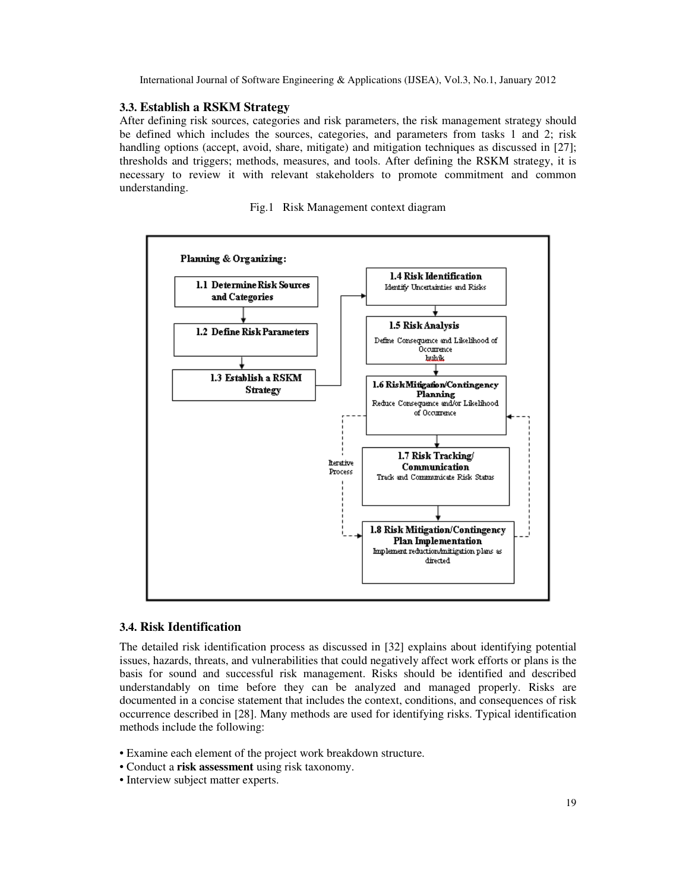### 3.3. Establish a RSKM Strategy

After defining risk sources, categories and risk parameters, the risk management strategy should be defined which includes the sources, categories, and parameters from tasks 1 and 2; risk handling options (accept, avoid, share, mitigate) and mitigation techniques as discussed in [27]; thresholds and triggers; methods, measures, and tools. After defining the RSKM strategy, it is necessary to review it with relevant stakeholders to promote commitment and common understanding.

Fig.1 Risk Management context diagram

**Planning & Organizing:**

- **1.1 Determine Risk Sources and Categories**
- **1.2 Define Risk Parameters**
- **1.3 Establish a RSKM Strategy**
- **1.4 Risk Identification** — Identify Uncertainties and Risks
- **1.5 Risk Analysis** — Define Consequence and Likelihood of Occurrence
- **1.6 Risk Mitigation/Contingency Planning** — Reduce Consequence and/or Likelihood of Occurrence
- **1.7 Risk Tracking/ Communication** — Track and Communicate Risk Status
- **1.8 Risk Mitigation/Contingency Plan Implementation** — Implement reduction/mitigation plans as directed

Iterative Process

### 3.4. Risk Identification

The detailed risk identification process as discussed in [32] explains about identifying potential issues, hazards, threats, and vulnerabilities that could negatively affect work efforts or plans is the basis for sound and successful risk management. Risks should be identified and described understandably on time before they can be analyzed and managed properly. Risks are documented in a concise statement that includes the context, conditions, and consequences of risk occurrence described in [28]. Many methods are used for identifying risks. Typical identification methods include the following:

- Examine each element of the project work breakdown structure.
- Conduct a **risk assessment** using risk taxonomy.
- Interview subject matter experts.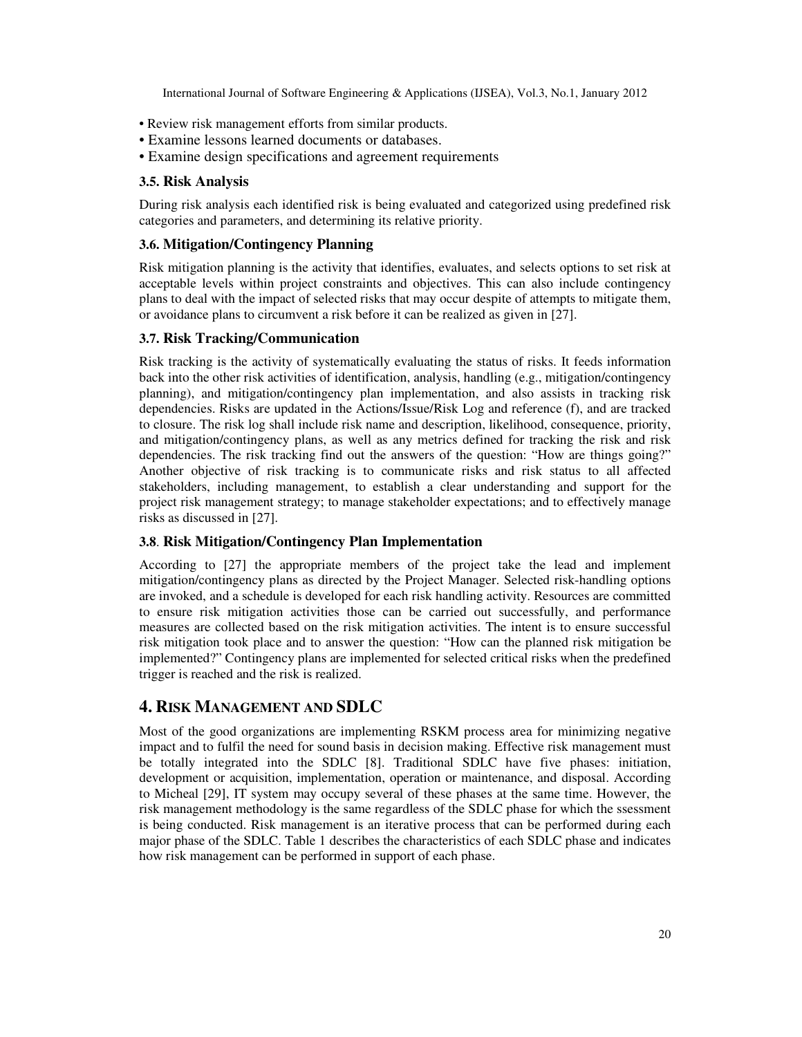- Review risk management efforts from similar products.
- Examine lessons learned documents or databases.
- Examine design specifications and agreement requirements

### 3.5. Risk Analysis

During risk analysis each identified risk is being evaluated and categorized using predefined risk categories and parameters, and determining its relative priority.

### 3.6. Mitigation/Contingency Planning

Risk mitigation planning is the activity that identifies, evaluates, and selects options to set risk at acceptable levels within project constraints and objectives. This can also include contingency plans to deal with the impact of selected risks that may occur despite of attempts to mitigate them, or avoidance plans to circumvent a risk before it can be realized as given in [27].

### 3.7. Risk Tracking/Communication

Risk tracking is the activity of systematically evaluating the status of risks. It feeds information back into the other risk activities of identification, analysis, handling (e.g., mitigation/contingency planning), and mitigation/contingency plan implementation, and also assists in tracking risk dependencies. Risks are updated in the Actions/Issue/Risk Log and reference (f), and are tracked to closure. The risk log shall include risk name and description, likelihood, consequence, priority, and mitigation/contingency plans, as well as any metrics defined for tracking the risk and risk dependencies. The risk tracking find out the answers of the question: "How are things going?" Another objective of risk tracking is to communicate risks and risk status to all affected stakeholders, including management, to establish a clear understanding and support for the project risk management strategy; to manage stakeholder expectations; and to effectively manage risks as discussed in [27].

### 3.8. Risk Mitigation/Contingency Plan Implementation

According to [27] the appropriate members of the project take the lead and implement mitigation/contingency plans as directed by the Project Manager. Selected risk-handling options are invoked, and a schedule is developed for each risk handling activity. Resources are committed to ensure risk mitigation activities those can be carried out successfully, and performance measures are collected based on the risk mitigation activities. The intent is to ensure successful risk mitigation took place and to answer the question: "How can the planned risk mitigation be implemented?" Contingency plans are implemented for selected critical risks when the predefined trigger is reached and the risk is realized.

## 4. Risk Management and SDLC

Most of the good organizations are implementing RSKM process area for minimizing negative impact and to fulfil the need for sound basis in decision making. Effective risk management must be totally integrated into the SDLC [8]. Traditional SDLC have five phases: initiation, development or acquisition, implementation, operation or maintenance, and disposal. According to Micheal [29], IT system may occupy several of these phases at the same time. However, the risk management methodology is the same regardless of the SDLC phase for which the ssessment is being conducted. Risk management is an iterative process that can be performed during each major phase of the SDLC. Table 1 describes the characteristics of each SDLC phase and indicates how risk management can be performed in support of each phase.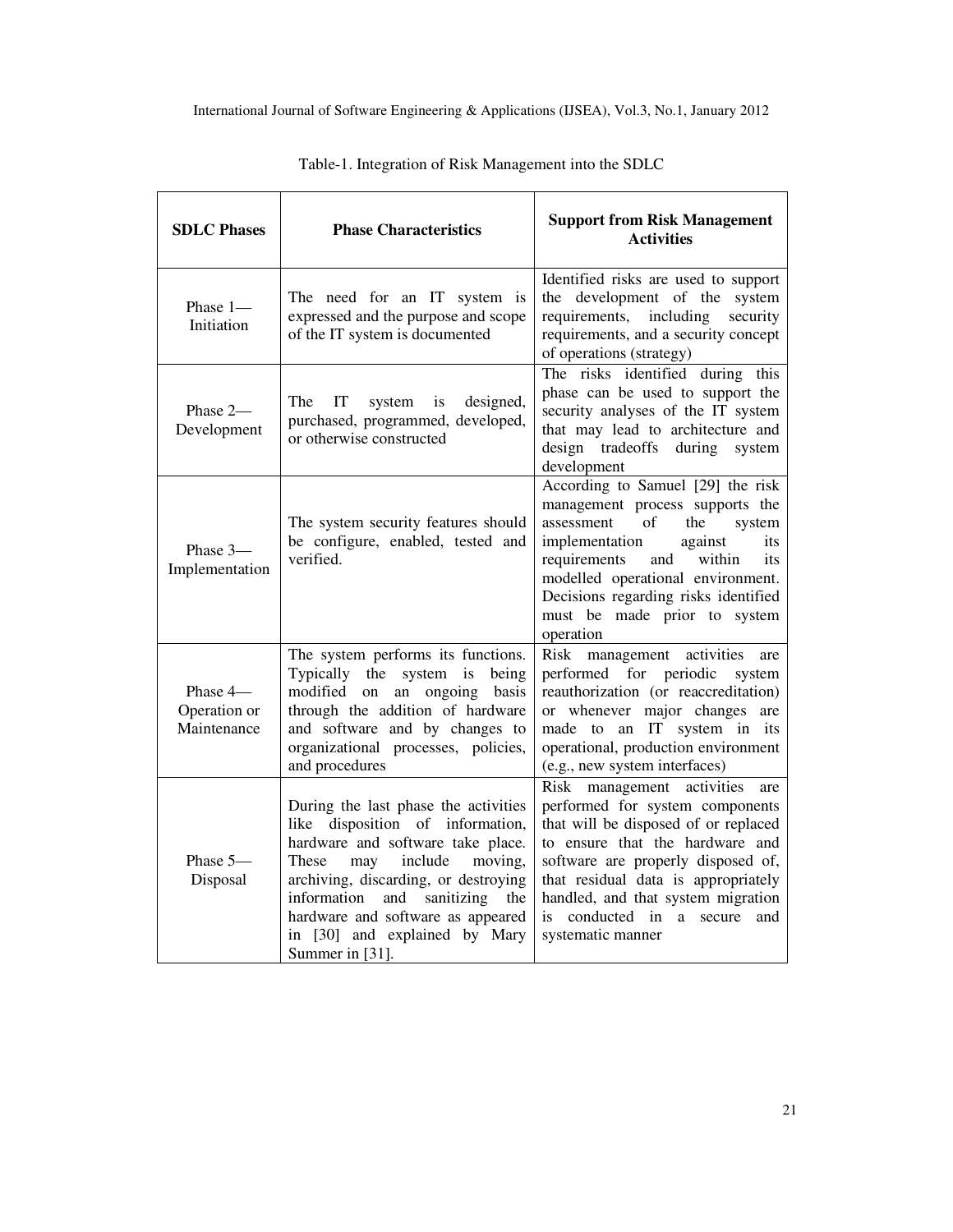Table-1. Integration of Risk Management into the SDLC

| SDLC Phases | Phase Characteristics | Support from Risk Management Activities |
|---|---|---|
| Phase 1—Initiation | The need for an IT system is expressed and the purpose and scope of the IT system is documented | Identified risks are used to support the development of the system requirements, including security requirements, and a security concept of operations (strategy) |
| Phase 2—Development | The IT system is designed, purchased, programmed, developed, or otherwise constructed | The risks identified during this phase can be used to support the security analyses of the IT system that may lead to architecture and design tradeoffs during system development |
| Phase 3—Implementation | The system security features should be configure, enabled, tested and verified. | According to Samuel [29] the risk management process supports the assessment of the system implementation against its requirements and within its modelled operational environment. Decisions regarding risks identified must be made prior to system operation |
| Phase 4—Operation or Maintenance | The system performs its functions. Typically the system is being modified on an ongoing basis through the addition of hardware and software and by changes to organizational processes, policies, and procedures | Risk management activities are performed for periodic system reauthorization (or reaccreditation) or whenever major changes are made to an IT system in its operational, production environment (e.g., new system interfaces) |
| Phase 5—Disposal | During the last phase the activities like disposition of information, hardware and software take place. These may include moving, archiving, discarding, or destroying information and sanitizing the hardware and software as appeared in [30] and explained by Mary Summer in [31]. | Risk management activities are performed for system components that will be disposed of or replaced to ensure that the hardware and software are properly disposed of, that residual data is appropriately handled, and that system migration is conducted in a secure and systematic manner |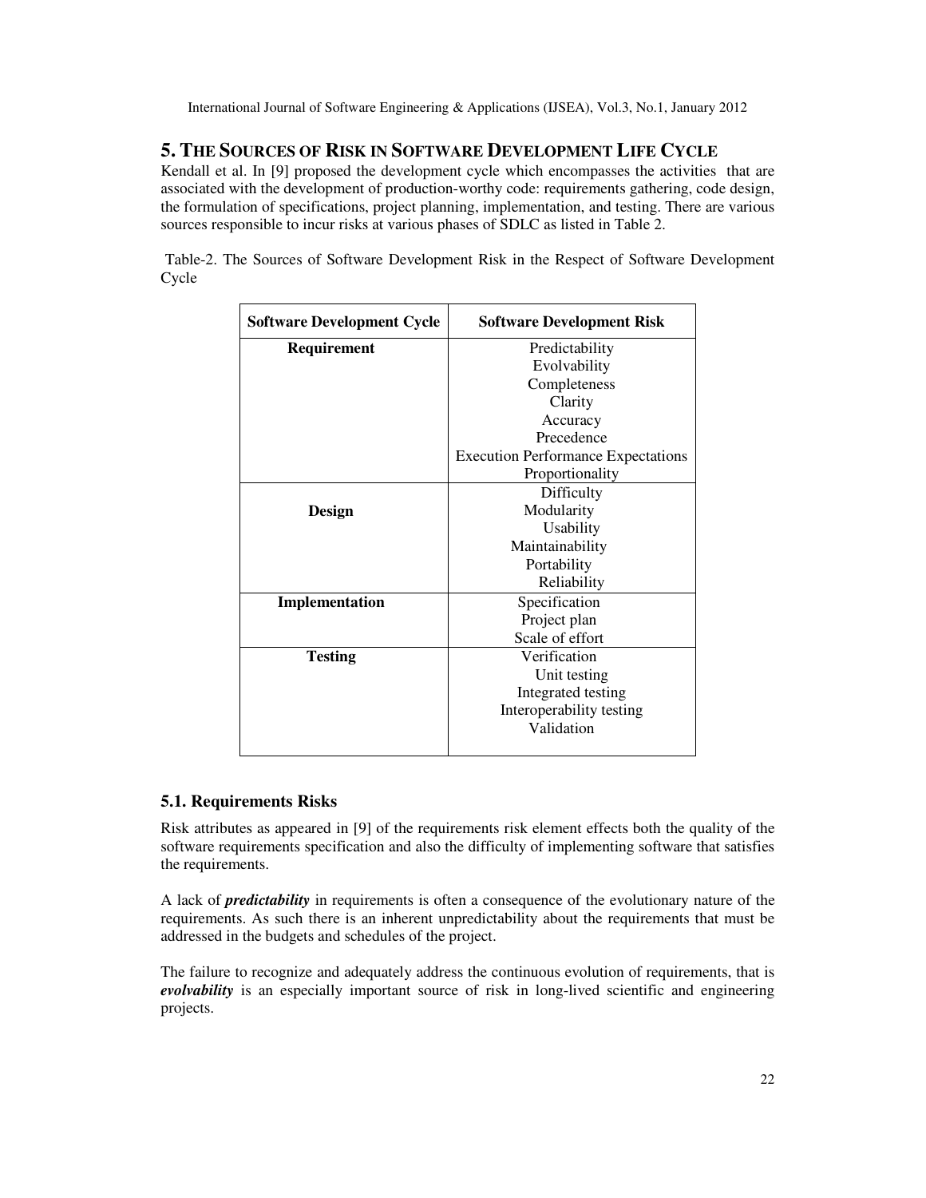## 5. The Sources of Risk in Software Development Life Cycle

Kendall et al. In [9] proposed the development cycle which encompasses the activities that are associated with the development of production-worthy code: requirements gathering, code design, the formulation of specifications, project planning, implementation, and testing. There are various sources responsible to incur risks at various phases of SDLC as listed in Table 2.

Table-2. The Sources of Software Development Risk in the Respect of Software Development Cycle

| Software Development Cycle | Software Development Risk |
|---|---|
| **Requirement** | Predictability<br>Evolvability<br>Completeness<br>Clarity<br>Accuracy<br>Precedence<br>Execution Performance Expectations<br>Proportionality |
| **Design** | Difficulty<br>Modularity<br>Usability<br>Maintainability<br>Portability<br>Reliability |
| **Implementation** | Specification<br>Project plan<br>Scale of effort |
| **Testing** | Verification<br>Unit testing<br>Integrated testing<br>Interoperability testing<br>Validation |

### 5.1. Requirements Risks

Risk attributes as appeared in [9] of the requirements risk element effects both the quality of the software requirements specification and also the difficulty of implementing software that satisfies the requirements.

A lack of ***predictability*** in requirements is often a consequence of the evolutionary nature of the requirements. As such there is an inherent unpredictability about the requirements that must be addressed in the budgets and schedules of the project.

The failure to recognize and adequately address the continuous evolution of requirements, that is ***evolvability*** is an especially important source of risk in long-lived scientific and engineering projects.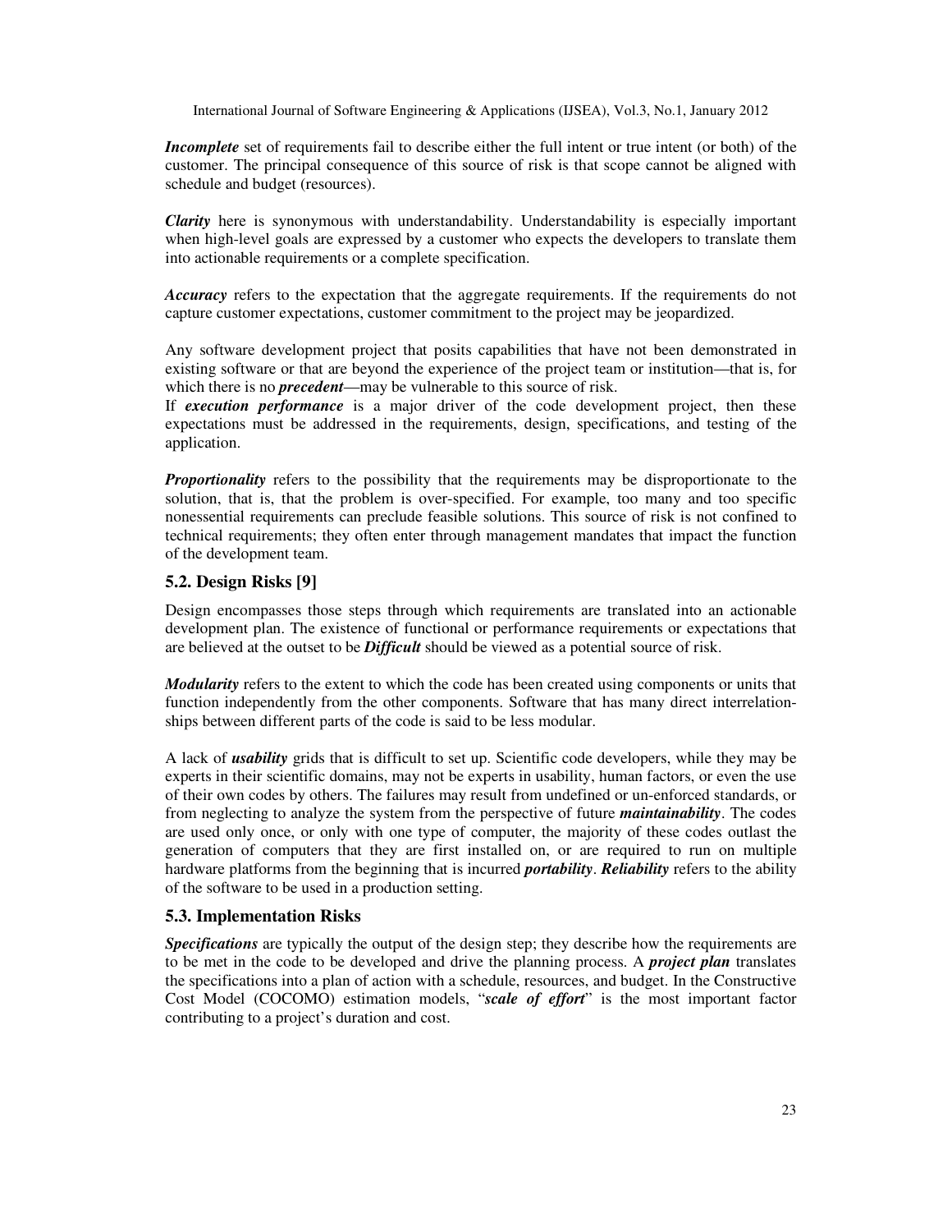***Incomplete*** set of requirements fail to describe either the full intent or true intent (or both) of the customer. The principal consequence of this source of risk is that scope cannot be aligned with schedule and budget (resources).

***Clarity*** here is synonymous with understandability. Understandability is especially important when high-level goals are expressed by a customer who expects the developers to translate them into actionable requirements or a complete specification.

***Accuracy*** refers to the expectation that the aggregate requirements. If the requirements do not capture customer expectations, customer commitment to the project may be jeopardized.

Any software development project that posits capabilities that have not been demonstrated in existing software or that are beyond the experience of the project team or institution—that is, for which there is no ***precedent***—may be vulnerable to this source of risk.

If ***execution performance*** is a major driver of the code development project, then these expectations must be addressed in the requirements, design, specifications, and testing of the application.

***Proportionality*** refers to the possibility that the requirements may be disproportionate to the solution, that is, that the problem is over-specified. For example, too many and too specific nonessential requirements can preclude feasible solutions. This source of risk is not confined to technical requirements; they often enter through management mandates that impact the function of the development team.

### 5.2. Design Risks [9]

Design encompasses those steps through which requirements are translated into an actionable development plan. The existence of functional or performance requirements or expectations that are believed at the outset to be ***Difficult*** should be viewed as a potential source of risk.

***Modularity*** refers to the extent to which the code has been created using components or units that function independently from the other components. Software that has many direct interrelationships between different parts of the code is said to be less modular.

A lack of ***usability*** grids that is difficult to set up. Scientific code developers, while they may be experts in their scientific domains, may not be experts in usability, human factors, or even the use of their own codes by others. The failures may result from undefined or un-enforced standards, or from neglecting to analyze the system from the perspective of future ***maintainability***. The codes are used only once, or only with one type of computer, the majority of these codes outlast the generation of computers that they are first installed on, or are required to run on multiple hardware platforms from the beginning that is incurred ***portability***. ***Reliability*** refers to the ability of the software to be used in a production setting.

### 5.3. Implementation Risks

***Specifications*** are typically the output of the design step; they describe how the requirements are to be met in the code to be developed and drive the planning process. A ***project plan*** translates the specifications into a plan of action with a schedule, resources, and budget. In the Constructive Cost Model (COCOMO) estimation models, "***scale of effort***" is the most important factor contributing to a project's duration and cost.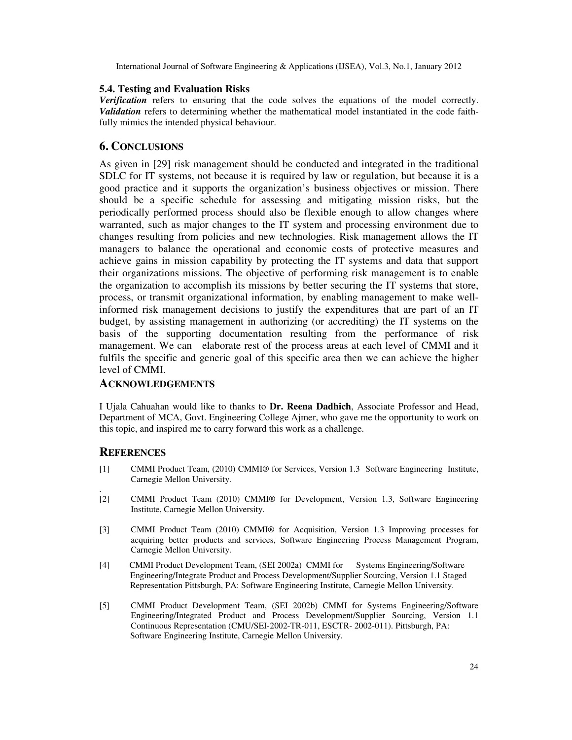### 5.4. Testing and Evaluation Risks

***Verification*** refers to ensuring that the code solves the equations of the model correctly. ***Validation*** refers to determining whether the mathematical model instantiated in the code faithfully mimics the intended physical behaviour.

## 6. CONCLUSIONS

As given in [29] risk management should be conducted and integrated in the traditional SDLC for IT systems, not because it is required by law or regulation, but because it is a good practice and it supports the organization's business objectives or mission. There should be a specific schedule for assessing and mitigating mission risks, but the periodically performed process should also be flexible enough to allow changes where warranted, such as major changes to the IT system and processing environment due to changes resulting from policies and new technologies. Risk management allows the IT managers to balance the operational and economic costs of protective measures and achieve gains in mission capability by protecting the IT systems and data that support their organizations missions. The objective of performing risk management is to enable the organization to accomplish its missions by better securing the IT systems that store, process, or transmit organizational information, by enabling management to make well-informed risk management decisions to justify the expenditures that are part of an IT budget, by assisting management in authorizing (or accrediting) the IT systems on the basis of the supporting documentation resulting from the performance of risk management. We can elaborate rest of the process areas at each level of CMMI and it fulfils the specific and generic goal of this specific area then we can achieve the higher level of CMMI.

## ACKNOWLEDGEMENTS

I Ujala Cahuahan would like to thanks to **Dr. Reena Dadhich**, Associate Professor and Head, Department of MCA, Govt. Engineering College Ajmer, who gave me the opportunity to work on this topic, and inspired me to carry forward this work as a challenge.

## REFERENCES

[1] CMMI Product Team, (2010) CMMI® for Services, Version 1.3 Software Engineering Institute, Carnegie Mellon University.

[2] CMMI Product Team (2010) CMMI® for Development, Version 1.3, Software Engineering Institute, Carnegie Mellon University.

[3] CMMI Product Team (2010) CMMI® for Acquisition, Version 1.3 Improving processes for acquiring better products and services, Software Engineering Process Management Program, Carnegie Mellon University.

[4] CMMI Product Development Team, (SEI 2002a) CMMI for Systems Engineering/Software Engineering/Integrate Product and Process Development/Supplier Sourcing, Version 1.1 Staged Representation Pittsburgh, PA: Software Engineering Institute, Carnegie Mellon University.

[5] CMMI Product Development Team, (SEI 2002b) CMMI for Systems Engineering/Software Engineering/Integrated Product and Process Development/Supplier Sourcing, Version 1.1 Continuous Representation (CMU/SEI-2002-TR-011, ESCTR- 2002-011). Pittsburgh, PA: Software Engineering Institute, Carnegie Mellon University.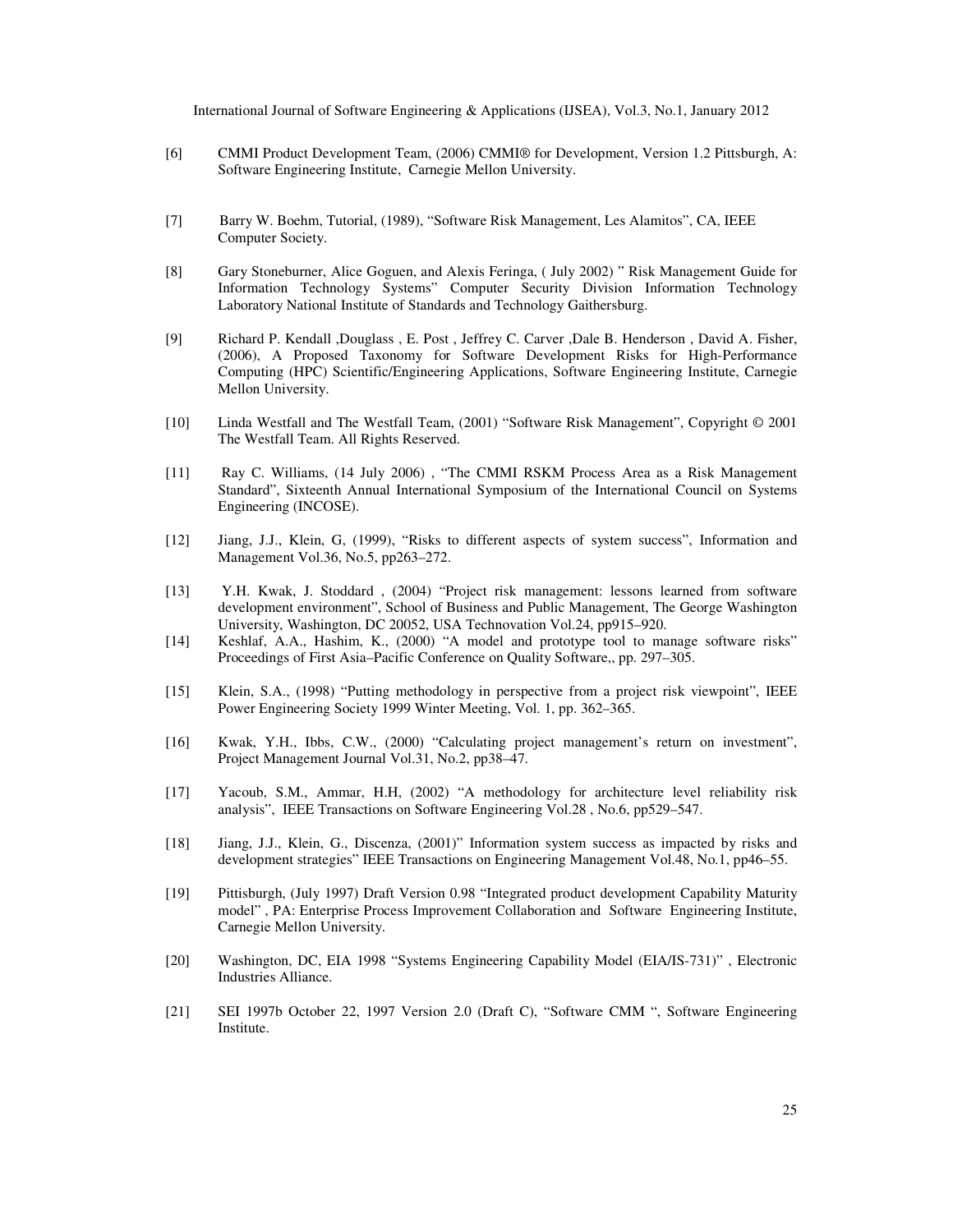[6] CMMI Product Development Team, (2006) CMMI® for Development, Version 1.2 Pittsburgh, A: Software Engineering Institute, Carnegie Mellon University.

[7] Barry W. Boehm, Tutorial, (1989), "Software Risk Management, Les Alamitos", CA, IEEE Computer Society.

[8] Gary Stoneburner, Alice Goguen, and Alexis Feringa, ( July 2002) " Risk Management Guide for Information Technology Systems" Computer Security Division Information Technology Laboratory National Institute of Standards and Technology Gaithersburg.

[9] Richard P. Kendall ,Douglass , E. Post , Jeffrey C. Carver ,Dale B. Henderson , David A. Fisher, (2006), A Proposed Taxonomy for Software Development Risks for High-Performance Computing (HPC) Scientific/Engineering Applications, Software Engineering Institute, Carnegie Mellon University.

[10] Linda Westfall and The Westfall Team, (2001) "Software Risk Management", Copyright © 2001 The Westfall Team. All Rights Reserved.

[11] Ray C. Williams, (14 July 2006) , "The CMMI RSKM Process Area as a Risk Management Standard", Sixteenth Annual International Symposium of the International Council on Systems Engineering (INCOSE).

[12] Jiang, J.J., Klein, G, (1999), "Risks to different aspects of system success", Information and Management Vol.36, No.5, pp263–272.

[13] Y.H. Kwak, J. Stoddard , (2004) "Project risk management: lessons learned from software development environment", School of Business and Public Management, The George Washington University, Washington, DC 20052, USA Technovation Vol.24, pp915–920.

[14] Keshlaf, A.A., Hashim, K., (2000) "A model and prototype tool to manage software risks" Proceedings of First Asia–Pacific Conference on Quality Software,, pp. 297–305.

[15] Klein, S.A., (1998) "Putting methodology in perspective from a project risk viewpoint", IEEE Power Engineering Society 1999 Winter Meeting, Vol. 1, pp. 362–365.

[16] Kwak, Y.H., Ibbs, C.W., (2000) "Calculating project management's return on investment", Project Management Journal Vol.31, No.2, pp38–47.

[17] Yacoub, S.M., Ammar, H.H, (2002) "A methodology for architecture level reliability risk analysis", IEEE Transactions on Software Engineering Vol.28 , No.6, pp529–547.

[18] Jiang, J.J., Klein, G., Discenza, (2001)" Information system success as impacted by risks and development strategies" IEEE Transactions on Engineering Management Vol.48, No.1, pp46–55.

[19] Pittisburgh, (July 1997) Draft Version 0.98 "Integrated product development Capability Maturity model" , PA: Enterprise Process Improvement Collaboration and Software Engineering Institute, Carnegie Mellon University.

[20] Washington, DC, EIA 1998 "Systems Engineering Capability Model (EIA/IS-731)" , Electronic Industries Alliance.

[21] SEI 1997b October 22, 1997 Version 2.0 (Draft C), "Software CMM ", Software Engineering Institute.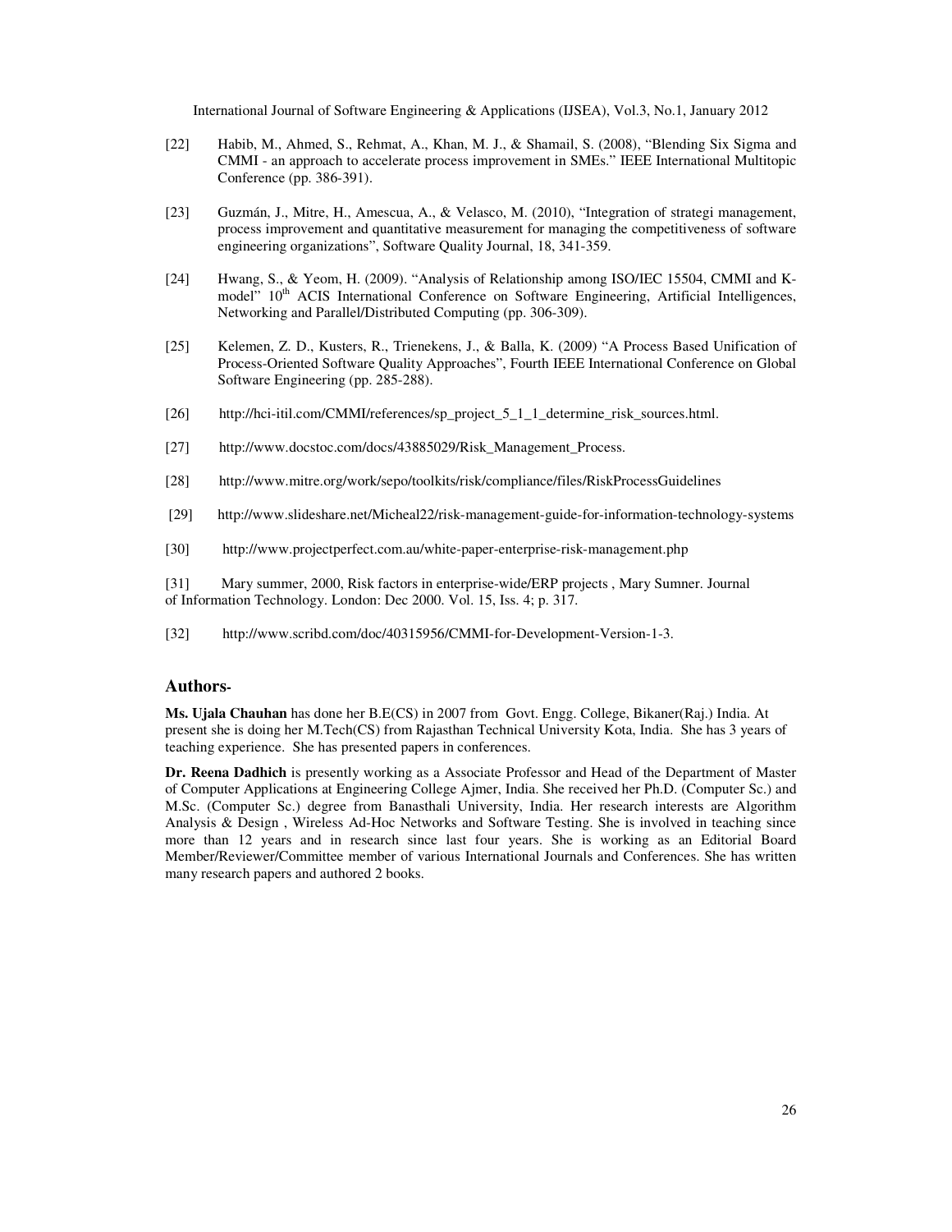[22] Habib, M., Ahmed, S., Rehmat, A., Khan, M. J., & Shamail, S. (2008), "Blending Six Sigma and CMMI - an approach to accelerate process improvement in SMEs." IEEE International Multitopic Conference (pp. 386-391).

[23] Guzmán, J., Mitre, H., Amescua, A., & Velasco, M. (2010), "Integration of strategi management, process improvement and quantitative measurement for managing the competitiveness of software engineering organizations", Software Quality Journal, 18, 341-359.

[24] Hwang, S., & Yeom, H. (2009). "Analysis of Relationship among ISO/IEC 15504, CMMI and K-model" 10th ACIS International Conference on Software Engineering, Artificial Intelligences, Networking and Parallel/Distributed Computing (pp. 306-309).

[25] Kelemen, Z. D., Kusters, R., Trienekens, J., & Balla, K. (2009) "A Process Based Unification of Process-Oriented Software Quality Approaches", Fourth IEEE International Conference on Global Software Engineering (pp. 285-288).

[26] http://hci-itil.com/CMMI/references/sp_project_5_1_1_determine_risk_sources.html.

[27] http://www.docstoc.com/docs/43885029/Risk_Management_Process.

[28] http://www.mitre.org/work/sepo/toolkits/risk/compliance/files/RiskProcessGuidelines

[29] http://www.slideshare.net/Micheal22/risk-management-guide-for-information-technology-systems

[30] http://www.projectperfect.com.au/white-paper-enterprise-risk-management.php

[31] Mary summer, 2000, Risk factors in enterprise-wide/ERP projects , Mary Sumner. Journal of Information Technology. London: Dec 2000. Vol. 15, Iss. 4; p. 317.

[32] http://www.scribd.com/doc/40315956/CMMI-for-Development-Version-1-3.

## Authors-

**Ms. Ujala Chauhan** has done her B.E(CS) in 2007 from Govt. Engg. College, Bikaner(Raj.) India. At present she is doing her M.Tech(CS) from Rajasthan Technical University Kota, India. She has 3 years of teaching experience. She has presented papers in conferences.

**Dr. Reena Dadhich** is presently working as a Associate Professor and Head of the Department of Master of Computer Applications at Engineering College Ajmer, India. She received her Ph.D. (Computer Sc.) and M.Sc. (Computer Sc.) degree from Banasthali University, India. Her research interests are Algorithm Analysis & Design , Wireless Ad-Hoc Networks and Software Testing. She is involved in teaching since more than 12 years and in research since last four years. She is working as an Editorial Board Member/Reviewer/Committee member of various International Journals and Conferences. She has written many research papers and authored 2 books.